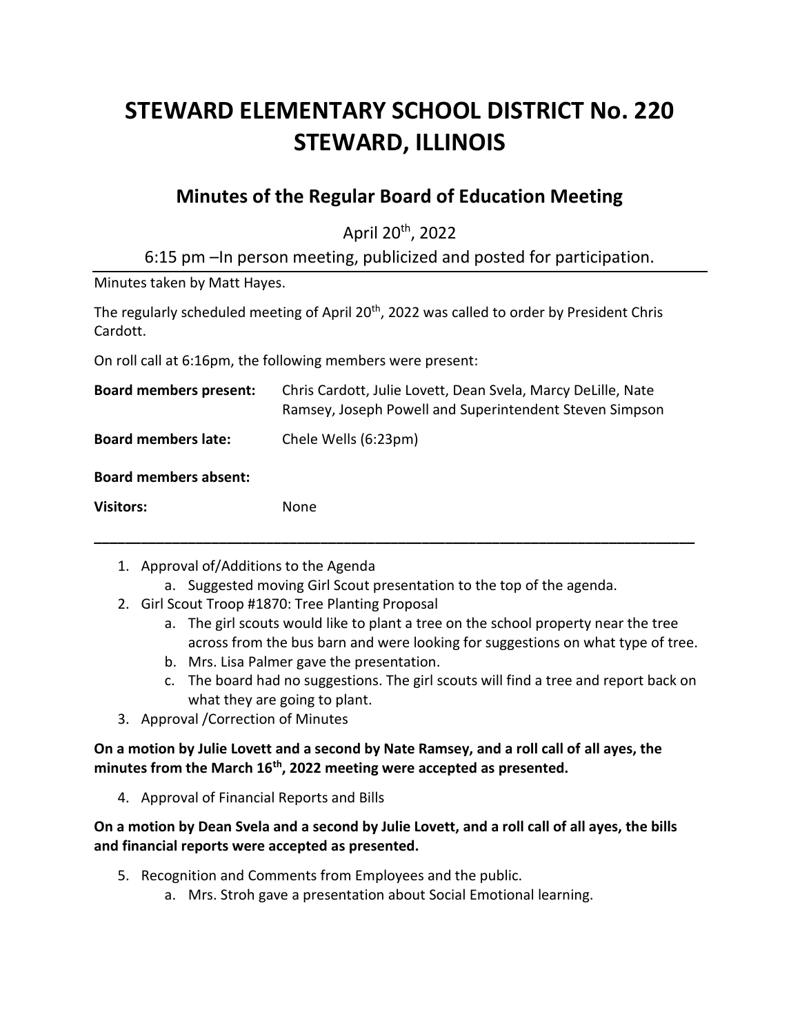# STEWARD ELEMENTARY SCHOOL DISTRICT No. 220
# STEWARD, ILLINOIS

## Minutes of the Regular Board of Education Meeting

April 20th, 2022

6:15 pm –In person meeting, publicized and posted for participation.

Minutes taken by Matt Hayes.

The regularly scheduled meeting of April 20th, 2022 was called to order by President Chris Cardott.

On roll call at 6:16pm, the following members were present:

| | |
|---|---|
| **Board members present:** | Chris Cardott, Julie Lovett, Dean Svela, Marcy DeLille, Nate Ramsey, Joseph Powell and Superintendent Steven Simpson |
| **Board members late:** | Chele Wells (6:23pm) |
| **Board members absent:** | |
| **Visitors:** | None |

---

1. Approval of/Additions to the Agenda
   a. Suggested moving Girl Scout presentation to the top of the agenda.
2. Girl Scout Troop #1870: Tree Planting Proposal
   a. The girl scouts would like to plant a tree on the school property near the tree across from the bus barn and were looking for suggestions on what type of tree.
   b. Mrs. Lisa Palmer gave the presentation.
   c. The board had no suggestions. The girl scouts will find a tree and report back on what they are going to plant.
3. Approval /Correction of Minutes

**On a motion by Julie Lovett and a second by Nate Ramsey, and a roll call of all ayes, the minutes from the March 16th, 2022 meeting were accepted as presented.**

4. Approval of Financial Reports and Bills

**On a motion by Dean Svela and a second by Julie Lovett, and a roll call of all ayes, the bills and financial reports were accepted as presented.**

5. Recognition and Comments from Employees and the public.
   a. Mrs. Stroh gave a presentation about Social Emotional learning.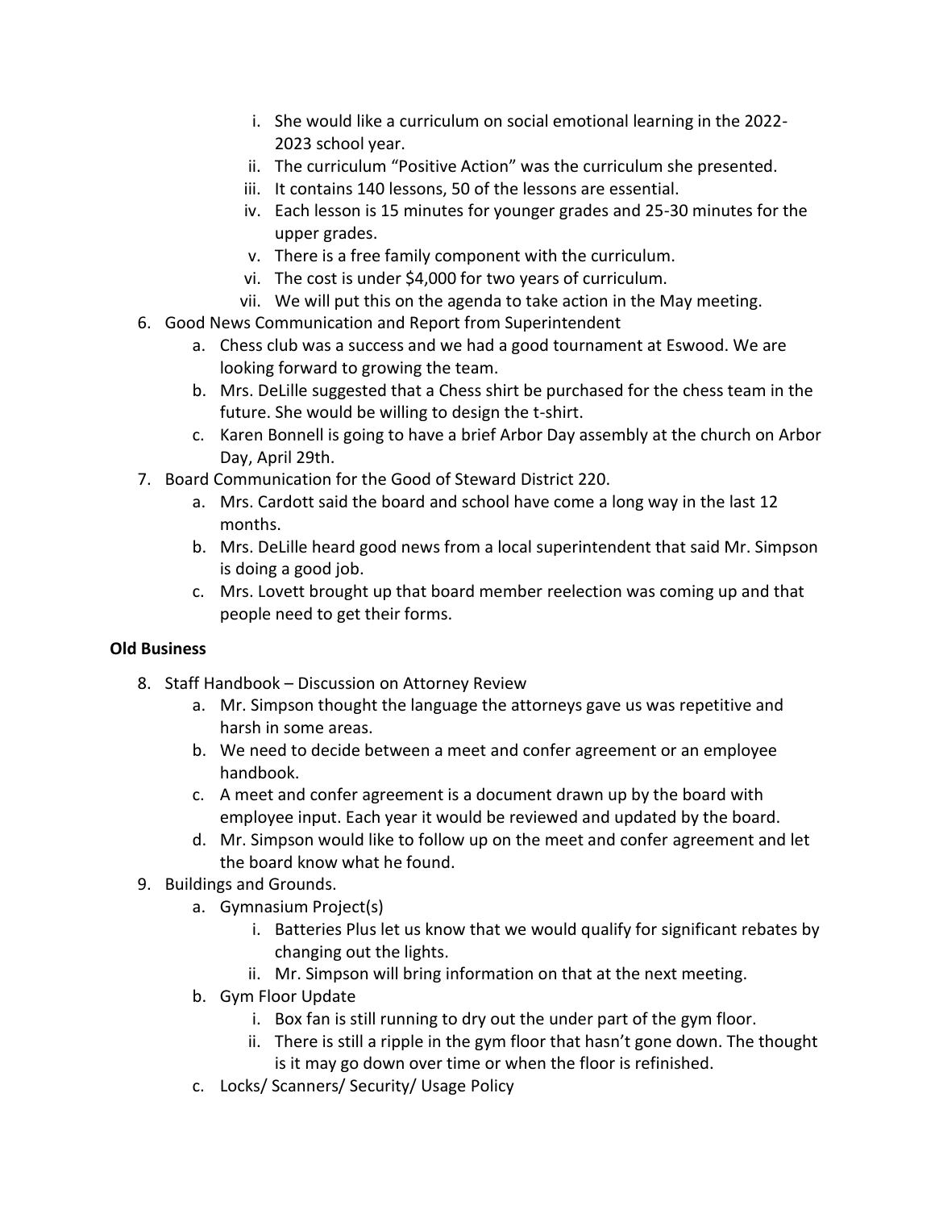i. She would like a curriculum on social emotional learning in the 2022-2023 school year.
   ii. The curriculum "Positive Action" was the curriculum she presented.
   iii. It contains 140 lessons, 50 of the lessons are essential.
   iv. Each lesson is 15 minutes for younger grades and 25-30 minutes for the upper grades.
   v. There is a free family component with the curriculum.
   vi. The cost is under $4,000 for two years of curriculum.
   vii. We will put this on the agenda to take action in the May meeting.

6. Good News Communication and Report from Superintendent
   a. Chess club was a success and we had a good tournament at Eswood. We are looking forward to growing the team.
   b. Mrs. DeLille suggested that a Chess shirt be purchased for the chess team in the future. She would be willing to design the t-shirt.
   c. Karen Bonnell is going to have a brief Arbor Day assembly at the church on Arbor Day, April 29th.
7. Board Communication for the Good of Steward District 220.
   a. Mrs. Cardott said the board and school have come a long way in the last 12 months.
   b. Mrs. DeLille heard good news from a local superintendent that said Mr. Simpson is doing a good job.
   c. Mrs. Lovett brought up that board member reelection was coming up and that people need to get their forms.

**Old Business**

8. Staff Handbook – Discussion on Attorney Review
   a. Mr. Simpson thought the language the attorneys gave us was repetitive and harsh in some areas.
   b. We need to decide between a meet and confer agreement or an employee handbook.
   c. A meet and confer agreement is a document drawn up by the board with employee input. Each year it would be reviewed and updated by the board.
   d. Mr. Simpson would like to follow up on the meet and confer agreement and let the board know what he found.
9. Buildings and Grounds.
   a. Gymnasium Project(s)
      i. Batteries Plus let us know that we would qualify for significant rebates by changing out the lights.
      ii. Mr. Simpson will bring information on that at the next meeting.
   b. Gym Floor Update
      i. Box fan is still running to dry out the under part of the gym floor.
      ii. There is still a ripple in the gym floor that hasn't gone down. The thought is it may go down over time or when the floor is refinished.
   c. Locks/ Scanners/ Security/ Usage Policy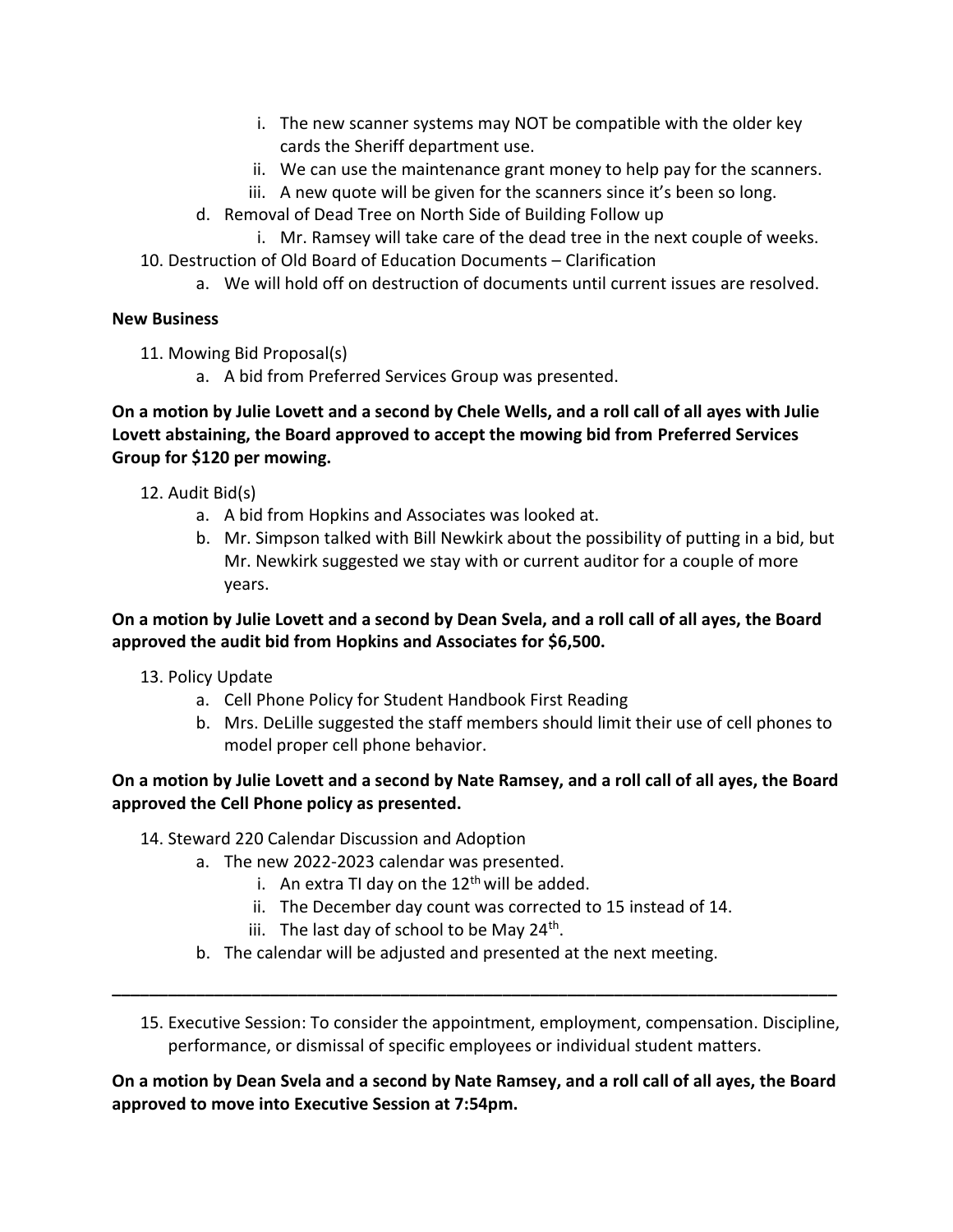i. The new scanner systems may NOT be compatible with the older key cards the Sheriff department use.
   ii. We can use the maintenance grant money to help pay for the scanners.
   iii. A new quote will be given for the scanners since it's been so long.

d. Removal of Dead Tree on North Side of Building Follow up
   i. Mr. Ramsey will take care of the dead tree in the next couple of weeks.

10. Destruction of Old Board of Education Documents – Clarification
    a. We will hold off on destruction of documents until current issues are resolved.

**New Business**

11. Mowing Bid Proposal(s)
    a. A bid from Preferred Services Group was presented.

**On a motion by Julie Lovett and a second by Chele Wells, and a roll call of all ayes with Julie Lovett abstaining, the Board approved to accept the mowing bid from Preferred Services Group for $120 per mowing.**

12. Audit Bid(s)
    a. A bid from Hopkins and Associates was looked at.
    b. Mr. Simpson talked with Bill Newkirk about the possibility of putting in a bid, but Mr. Newkirk suggested we stay with or current auditor for a couple of more years.

**On a motion by Julie Lovett and a second by Dean Svela, and a roll call of all ayes, the Board approved the audit bid from Hopkins and Associates for $6,500.**

13. Policy Update
    a. Cell Phone Policy for Student Handbook First Reading
    b. Mrs. DeLille suggested the staff members should limit their use of cell phones to model proper cell phone behavior.

**On a motion by Julie Lovett and a second by Nate Ramsey, and a roll call of all ayes, the Board approved the Cell Phone policy as presented.**

14. Steward 220 Calendar Discussion and Adoption
    a. The new 2022-2023 calendar was presented.
       i. An extra TI day on the 12th will be added.
       ii. The December day count was corrected to 15 instead of 14.
       iii. The last day of school to be May 24th.
    b. The calendar will be adjusted and presented at the next meeting.

---

15. Executive Session: To consider the appointment, employment, compensation. Discipline, performance, or dismissal of specific employees or individual student matters.

**On a motion by Dean Svela and a second by Nate Ramsey, and a roll call of all ayes, the Board approved to move into Executive Session at 7:54pm.**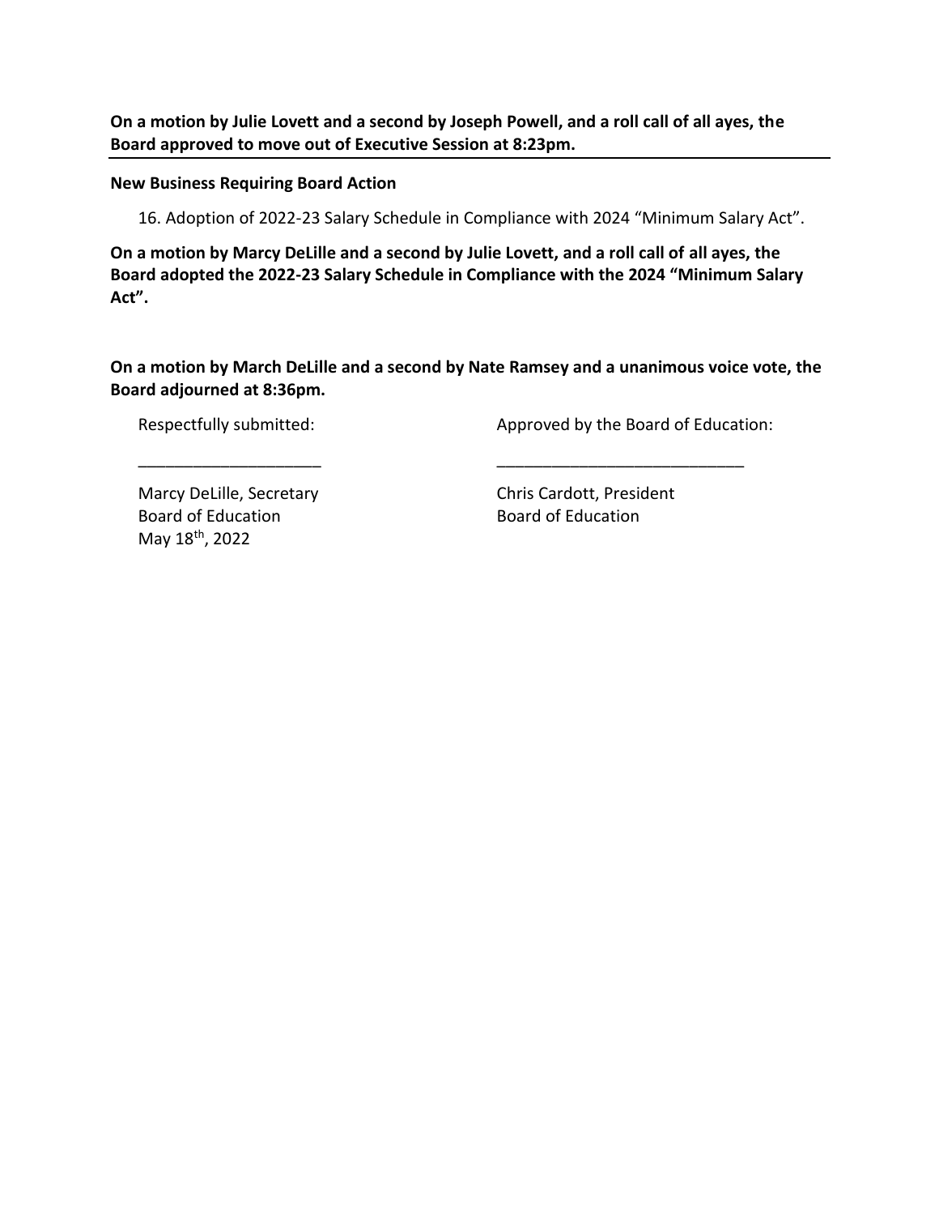**On a motion by Julie Lovett and a second by Joseph Powell, and a roll call of all ayes, the Board approved to move out of Executive Session at 8:23pm.**

---

**New Business Requiring Board Action**

16. Adoption of 2022-23 Salary Schedule in Compliance with 2024 "Minimum Salary Act".

**On a motion by Marcy DeLille and a second by Julie Lovett, and a roll call of all ayes, the Board adopted the 2022-23 Salary Schedule in Compliance with the 2024 "Minimum Salary Act".**

**On a motion by March DeLille and a second by Nate Ramsey and a unanimous voice vote, the Board adjourned at 8:36pm.**

Respectfully submitted:

____________________

Marcy DeLille, Secretary
Board of Education
May 18th, 2022

Approved by the Board of Education:

___________________________

Chris Cardott, President
Board of Education